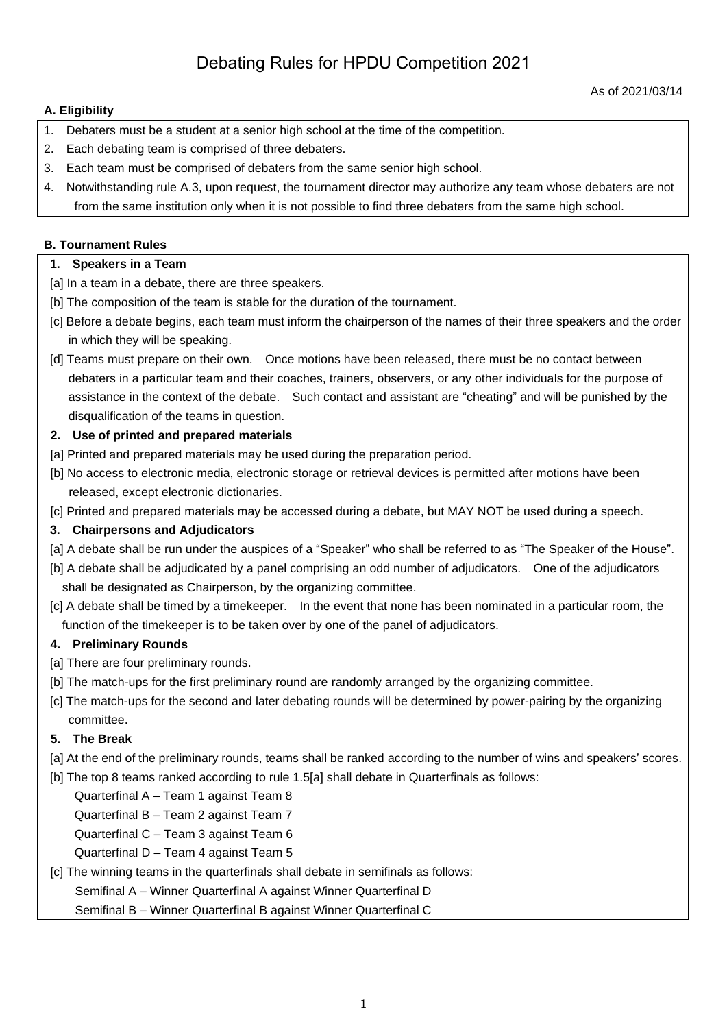# Debating Rules for HPDU Competition 2021

As of 2021/03/14

### A. Eligibility

1. Debaters must be a student at a senior high school at the time of the competition.
2. Each debating team is comprised of three debaters.
3. Each team must be comprised of debaters from the same senior high school.
4. Notwithstanding rule A.3, upon request, the tournament director may authorize any team whose debaters are not from the same institution only when it is not possible to find three debaters from the same high school.

### B. Tournament Rules

**1. Speakers in a Team**

[a] In a team in a debate, there are three speakers.

[b] The composition of the team is stable for the duration of the tournament.

[c] Before a debate begins, each team must inform the chairperson of the names of their three speakers and the order in which they will be speaking.

[d] Teams must prepare on their own. Once motions have been released, there must be no contact between debaters in a particular team and their coaches, trainers, observers, or any other individuals for the purpose of assistance in the context of the debate. Such contact and assistant are "cheating" and will be punished by the disqualification of the teams in question.

**2. Use of printed and prepared materials**

[a] Printed and prepared materials may be used during the preparation period.

[b] No access to electronic media, electronic storage or retrieval devices is permitted after motions have been released, except electronic dictionaries.

[c] Printed and prepared materials may be accessed during a debate, but MAY NOT be used during a speech.

**3. Chairpersons and Adjudicators**

[a] A debate shall be run under the auspices of a "Speaker" who shall be referred to as "The Speaker of the House".

[b] A debate shall be adjudicated by a panel comprising an odd number of adjudicators. One of the adjudicators shall be designated as Chairperson, by the organizing committee.

[c] A debate shall be timed by a timekeeper. In the event that none has been nominated in a particular room, the function of the timekeeper is to be taken over by one of the panel of adjudicators.

**4. Preliminary Rounds**

[a] There are four preliminary rounds.

[b] The match-ups for the first preliminary round are randomly arranged by the organizing committee.

[c] The match-ups for the second and later debating rounds will be determined by power-pairing by the organizing committee.

**5. The Break**

[a] At the end of the preliminary rounds, teams shall be ranked according to the number of wins and speakers' scores.

[b] The top 8 teams ranked according to rule 1.5[a] shall debate in Quarterfinals as follows:

Quarterfinal A – Team 1 against Team 8

Quarterfinal B – Team 2 against Team 7

Quarterfinal C – Team 3 against Team 6

Quarterfinal D – Team 4 against Team 5

[c] The winning teams in the quarterfinals shall debate in semifinals as follows:

Semifinal A – Winner Quarterfinal A against Winner Quarterfinal D

Semifinal B – Winner Quarterfinal B against Winner Quarterfinal C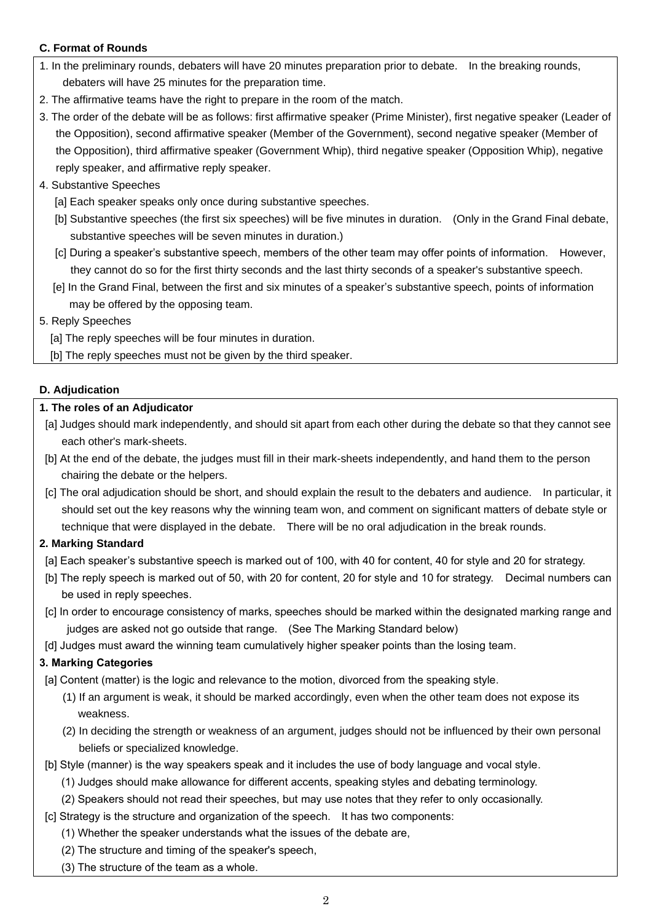**C. Format of Rounds**

1. In the preliminary rounds, debaters will have 20 minutes preparation prior to debate. In the breaking rounds, debaters will have 25 minutes for the preparation time.
2. The affirmative teams have the right to prepare in the room of the match.
3. The order of the debate will be as follows: first affirmative speaker (Prime Minister), first negative speaker (Leader of the Opposition), second affirmative speaker (Member of the Government), second negative speaker (Member of the Opposition), third affirmative speaker (Government Whip), third negative speaker (Opposition Whip), negative reply speaker, and affirmative reply speaker.
4. Substantive Speeches
   [a] Each speaker speaks only once during substantive speeches.
   [b] Substantive speeches (the first six speeches) will be five minutes in duration. (Only in the Grand Final debate, substantive speeches will be seven minutes in duration.)
   [c] During a speaker's substantive speech, members of the other team may offer points of information. However, they cannot do so for the first thirty seconds and the last thirty seconds of a speaker's substantive speech.
   [e] In the Grand Final, between the first and six minutes of a speaker's substantive speech, points of information may be offered by the opposing team.
5. Reply Speeches
   [a] The reply speeches will be four minutes in duration.
   [b] The reply speeches must not be given by the third speaker.

**D. Adjudication**

**1. The roles of an Adjudicator**

[a] Judges should mark independently, and should sit apart from each other during the debate so that they cannot see each other's mark-sheets.
[b] At the end of the debate, the judges must fill in their mark-sheets independently, and hand them to the person chairing the debate or the helpers.
[c] The oral adjudication should be short, and should explain the result to the debaters and audience. In particular, it should set out the key reasons why the winning team won, and comment on significant matters of debate style or technique that were displayed in the debate. There will be no oral adjudication in the break rounds.

**2. Marking Standard**

[a] Each speaker's substantive speech is marked out of 100, with 40 for content, 40 for style and 20 for strategy.
[b] The reply speech is marked out of 50, with 20 for content, 20 for style and 10 for strategy. Decimal numbers can be used in reply speeches.
[c] In order to encourage consistency of marks, speeches should be marked within the designated marking range and judges are asked not go outside that range. (See The Marking Standard below)
[d] Judges must award the winning team cumulatively higher speaker points than the losing team.

**3. Marking Categories**

[a] Content (matter) is the logic and relevance to the motion, divorced from the speaking style.
   (1) If an argument is weak, it should be marked accordingly, even when the other team does not expose its weakness.
   (2) In deciding the strength or weakness of an argument, judges should not be influenced by their own personal beliefs or specialized knowledge.
[b] Style (manner) is the way speakers speak and it includes the use of body language and vocal style.
   (1) Judges should make allowance for different accents, speaking styles and debating terminology.
   (2) Speakers should not read their speeches, but may use notes that they refer to only occasionally.
[c] Strategy is the structure and organization of the speech. It has two components:
   (1) Whether the speaker understands what the issues of the debate are,
   (2) The structure and timing of the speaker's speech,
   (3) The structure of the team as a whole.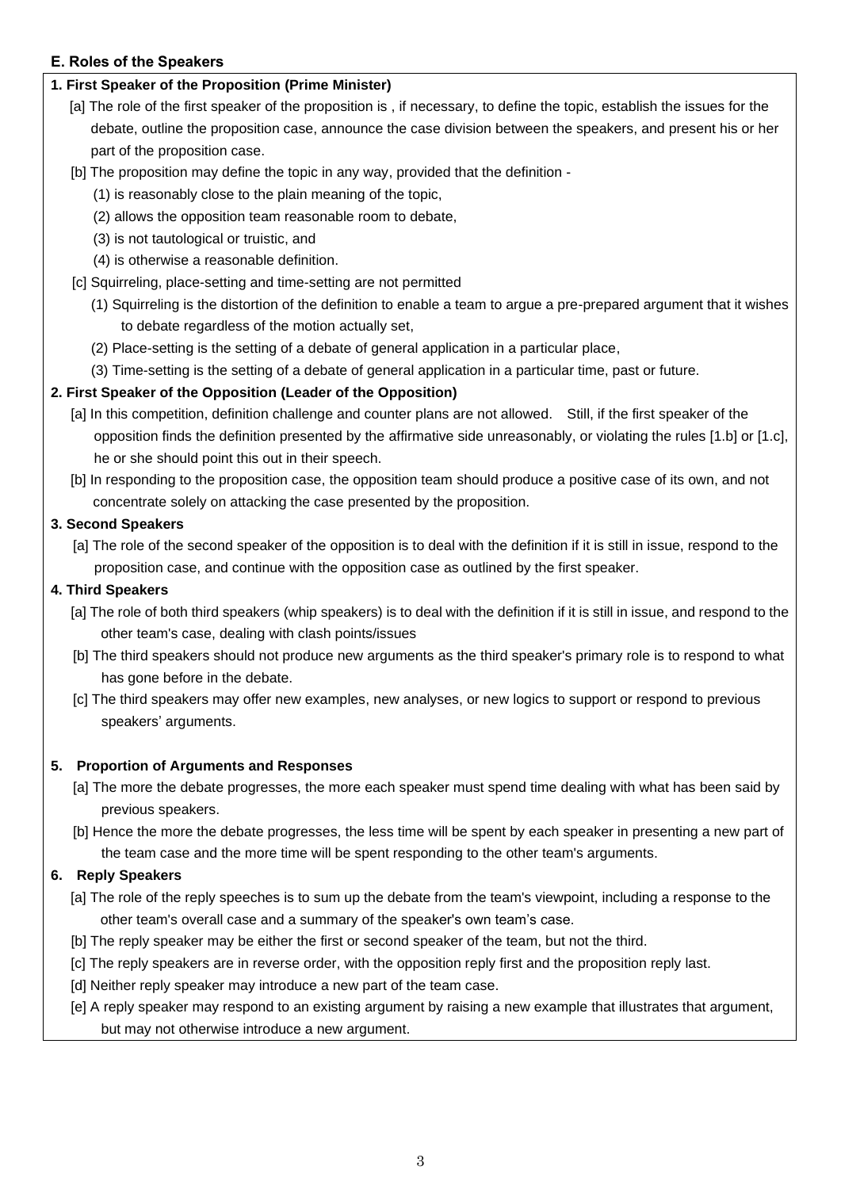## E. Roles of the Speakers

### 1. First Speaker of the Proposition (Prime Minister)

[a] The role of the first speaker of the proposition is , if necessary, to define the topic, establish the issues for the debate, outline the proposition case, announce the case division between the speakers, and present his or her part of the proposition case.

[b] The proposition may define the topic in any way, provided that the definition -

(1) is reasonably close to the plain meaning of the topic,

(2) allows the opposition team reasonable room to debate,

(3) is not tautological or truistic, and

(4) is otherwise a reasonable definition.

[c] Squirreling, place-setting and time-setting are not permitted

(1) Squirreling is the distortion of the definition to enable a team to argue a pre-prepared argument that it wishes to debate regardless of the motion actually set,

(2) Place-setting is the setting of a debate of general application in a particular place,

(3) Time-setting is the setting of a debate of general application in a particular time, past or future.

### 2. First Speaker of the Opposition (Leader of the Opposition)

[a] In this competition, definition challenge and counter plans are not allowed. Still, if the first speaker of the opposition finds the definition presented by the affirmative side unreasonably, or violating the rules [1.b] or [1.c], he or she should point this out in their speech.

[b] In responding to the proposition case, the opposition team should produce a positive case of its own, and not concentrate solely on attacking the case presented by the proposition.

### 3. Second Speakers

[a] The role of the second speaker of the opposition is to deal with the definition if it is still in issue, respond to the proposition case, and continue with the opposition case as outlined by the first speaker.

### 4. Third Speakers

[a] The role of both third speakers (whip speakers) is to deal with the definition if it is still in issue, and respond to the other team's case, dealing with clash points/issues

[b] The third speakers should not produce new arguments as the third speaker's primary role is to respond to what has gone before in the debate.

[c] The third speakers may offer new examples, new analyses, or new logics to support or respond to previous speakers' arguments.

### 5. Proportion of Arguments and Responses

[a] The more the debate progresses, the more each speaker must spend time dealing with what has been said by previous speakers.

[b] Hence the more the debate progresses, the less time will be spent by each speaker in presenting a new part of the team case and the more time will be spent responding to the other team's arguments.

### 6. Reply Speakers

[a] The role of the reply speeches is to sum up the debate from the team's viewpoint, including a response to the other team's overall case and a summary of the speaker's own team's case.

[b] The reply speaker may be either the first or second speaker of the team, but not the third.

[c] The reply speakers are in reverse order, with the opposition reply first and the proposition reply last.

[d] Neither reply speaker may introduce a new part of the team case.

[e] A reply speaker may respond to an existing argument by raising a new example that illustrates that argument, but may not otherwise introduce a new argument.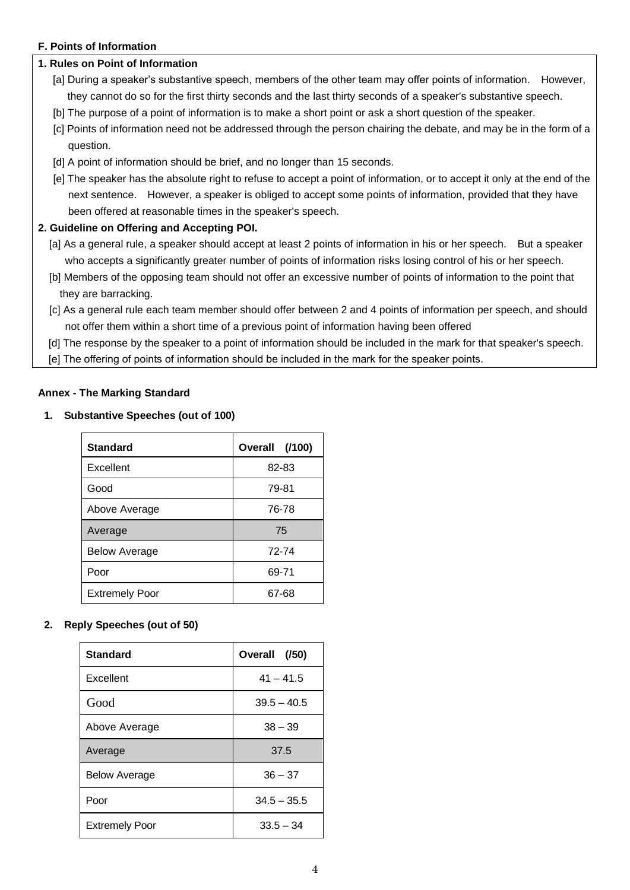**F. Points of Information**

**1. Rules on Point of Information**

[a] During a speaker's substantive speech, members of the other team may offer points of information. However, they cannot do so for the first thirty seconds and the last thirty seconds of a speaker's substantive speech.

[b] The purpose of a point of information is to make a short point or ask a short question of the speaker.

[c] Points of information need not be addressed through the person chairing the debate, and may be in the form of a question.

[d] A point of information should be brief, and no longer than 15 seconds.

[e] The speaker has the absolute right to refuse to accept a point of information, or to accept it only at the end of the next sentence. However, a speaker is obliged to accept some points of information, provided that they have been offered at reasonable times in the speaker's speech.

**2. Guideline on Offering and Accepting POI.**

[a] As a general rule, a speaker should accept at least 2 points of information in his or her speech. But a speaker who accepts a significantly greater number of points of information risks losing control of his or her speech.

[b] Members of the opposing team should not offer an excessive number of points of information to the point that they are barracking.

[c] As a general rule each team member should offer between 2 and 4 points of information per speech, and should not offer them within a short time of a previous point of information having been offered

[d] The response by the speaker to a point of information should be included in the mark for that speaker's speech.

[e] The offering of points of information should be included in the mark for the speaker points.

**Annex - The Marking Standard**

**1. Substantive Speeches (out of 100)**

| Standard | Overall (/100) |
|---|---|
| Excellent | 82-83 |
| Good | 79-81 |
| Above Average | 76-78 |
| Average | 75 |
| Below Average | 72-74 |
| Poor | 69-71 |
| Extremely Poor | 67-68 |

**2. Reply Speeches (out of 50)**

| Standard | Overall (/50) |
|---|---|
| Excellent | 41 – 41.5 |
| Good | 39.5 – 40.5 |
| Above Average | 38 – 39 |
| Average | 37.5 |
| Below Average | 36 – 37 |
| Poor | 34.5 – 35.5 |
| Extremely Poor | 33.5 – 34 |